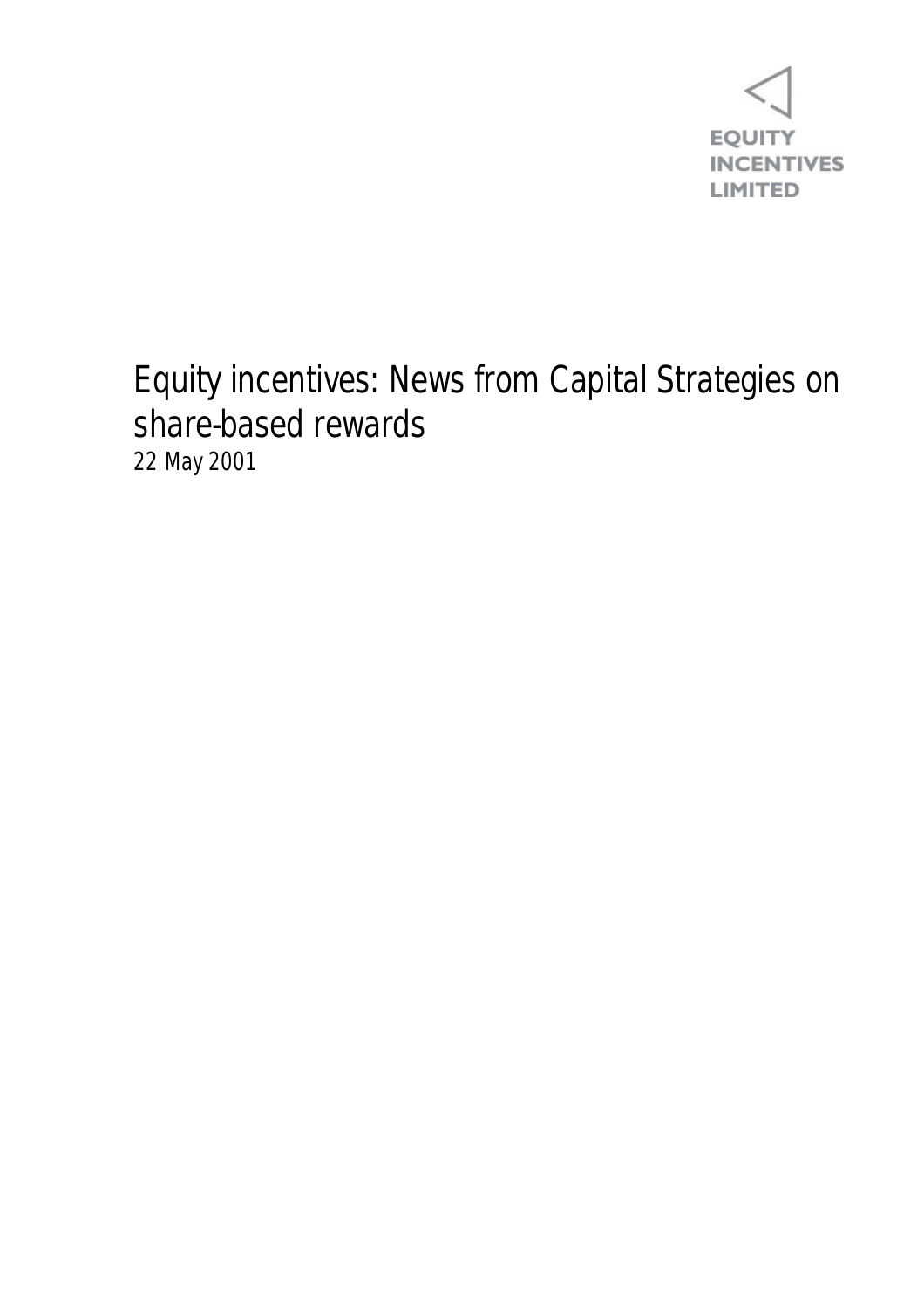EQUITY
INCENTIVES
LIMITED

# Equity incentives: News from Capital Strategies on share-based rewards

22 May 2001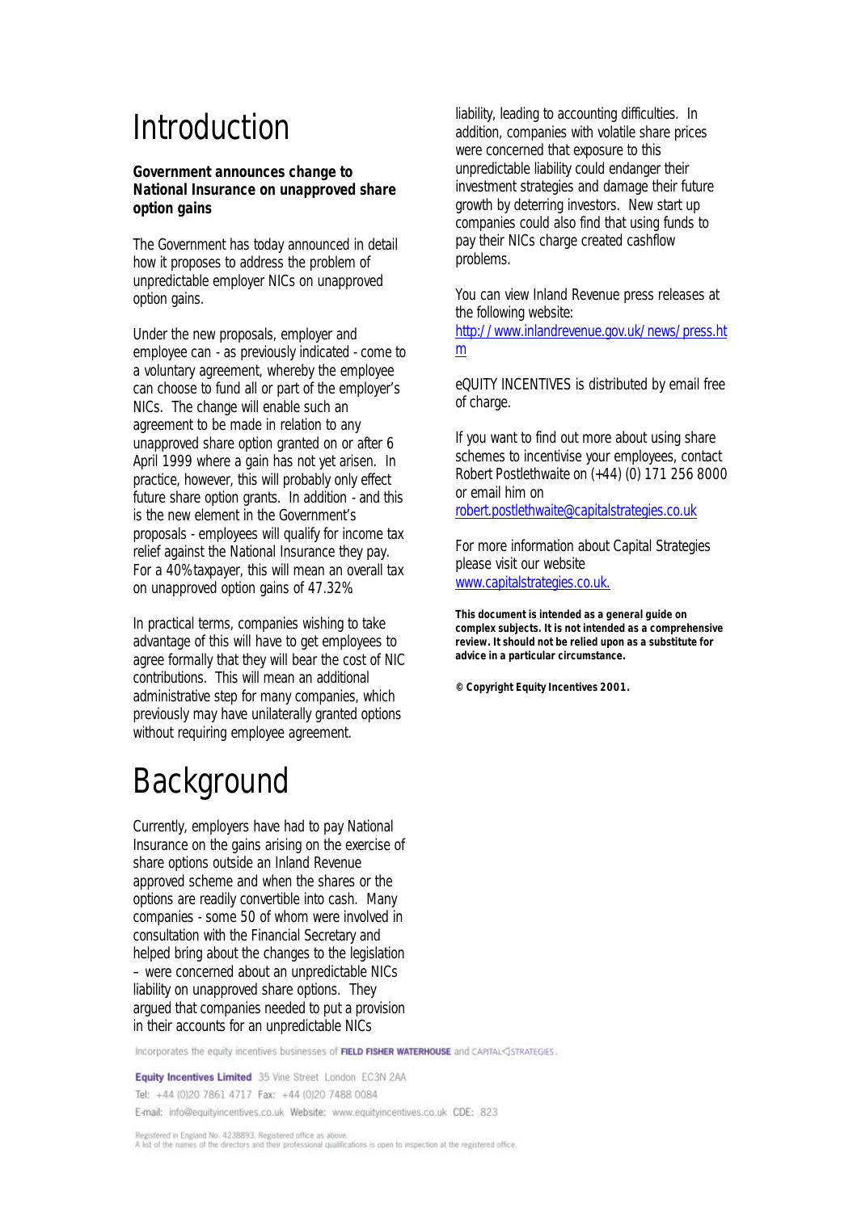# Introduction

**Government announces change to National Insurance on unapproved share option gains**

The Government has today announced in detail how it proposes to address the problem of unpredictable employer NICs on unapproved option gains.

Under the new proposals, employer and employee can - as previously indicated - come to a voluntary agreement, whereby the employee can choose to fund all or part of the employer's NICs. The change will enable such an agreement to be made in relation to any unapproved share option granted on or after 6 April 1999 where a gain has not yet arisen. In practice, however, this will probably only effect future share option grants. In addition - and this is the new element in the Government's proposals - employees will qualify for income tax relief against the National Insurance they pay. For a 40% taxpayer, this will mean an overall tax on unapproved option gains of 47.32%.

In practical terms, companies wishing to take advantage of this will have to get employees to agree formally that they will bear the cost of NIC contributions. This will mean an additional administrative step for many companies, which previously may have unilaterally granted options without requiring employee agreement.

# Background

Currently, employers have had to pay National Insurance on the gains arising on the exercise of share options outside an Inland Revenue approved scheme and when the shares or the options are readily convertible into cash. Many companies - some 50 of whom were involved in consultation with the Financial Secretary and helped bring about the changes to the legislation – were concerned about an unpredictable NICs liability on unapproved share options. They argued that companies needed to put a provision in their accounts for an unpredictable NICs liability, leading to accounting difficulties. In addition, companies with volatile share prices were concerned that exposure to this unpredictable liability could endanger their investment strategies and damage their future growth by deterring investors. New start up companies could also find that using funds to pay their NICs charge created cashflow problems.

You can view Inland Revenue press releases at the following website: http://www.inlandrevenue.gov.uk/news/press.htm

eQUITY INCENTIVES is distributed by email free of charge.

If you want to find out more about using share schemes to incentivise your employees, contact Robert Postlethwaite on (+44) (0) 171 256 8000 or email him on robert.postlethwaite@capitalstrategies.co.uk

For more information about Capital Strategies please visit our website www.capitalstrategies.co.uk.

**This document is intended as a general guide on complex subjects. It is not intended as a comprehensive review. It should not be relied upon as a substitute for advice in a particular circumstance.**

**© Copyright Equity Incentives 2001.**

Incorporates the equity incentives businesses of **FIELD FISHER WATERHOUSE** and CAPITAL STRATEGIES.

**Equity Incentives Limited** 35 Vine Street London EC3N 2AA
Tel: +44 (0)20 7861 4717 Fax: +44 (0)20 7488 0084
E-mail: info@equityincentives.co.uk Website: www.equityincentives.co.uk CDE: 823

Registered in England No. 4238893. Registered office as above.
A list of the names of the directors and their professional qualifications is open to inspection at the registered office.